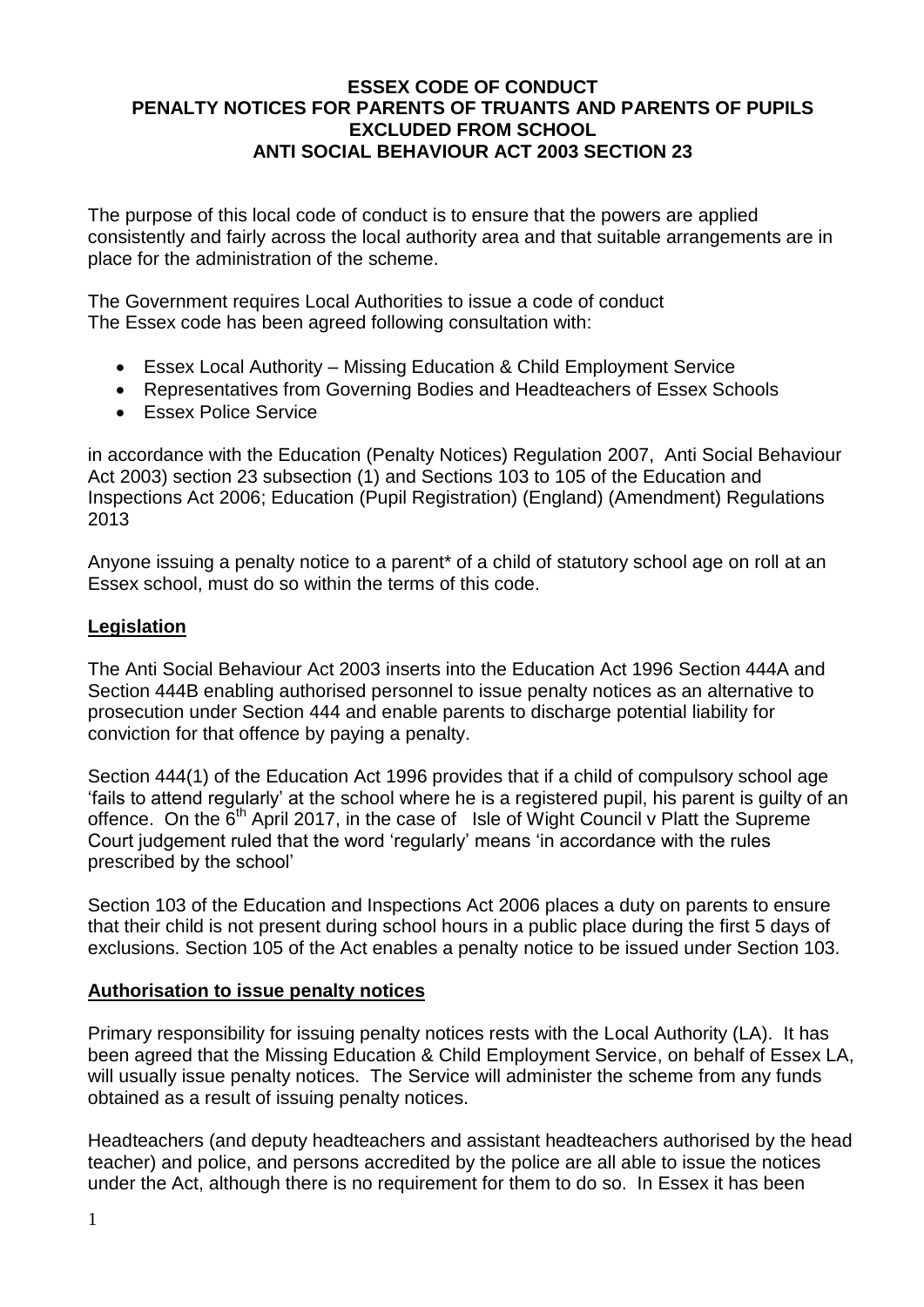# ESSEX CODE OF CONDUCT
# PENALTY NOTICES FOR PARENTS OF TRUANTS AND PARENTS OF PUPILS EXCLUDED FROM SCHOOL
# ANTI SOCIAL BEHAVIOUR ACT 2003 SECTION 23

The purpose of this local code of conduct is to ensure that the powers are applied consistently and fairly across the local authority area and that suitable arrangements are in place for the administration of the scheme.

The Government requires Local Authorities to issue a code of conduct
The Essex code has been agreed following consultation with:

- Essex Local Authority – Missing Education & Child Employment Service
- Representatives from Governing Bodies and Headteachers of Essex Schools
- Essex Police Service

in accordance with the Education (Penalty Notices) Regulation 2007, Anti Social Behaviour Act 2003) section 23 subsection (1) and Sections 103 to 105 of the Education and Inspections Act 2006; Education (Pupil Registration) (England) (Amendment) Regulations 2013

Anyone issuing a penalty notice to a parent* of a child of statutory school age on roll at an Essex school, must do so within the terms of this code.

## Legislation

The Anti Social Behaviour Act 2003 inserts into the Education Act 1996 Section 444A and Section 444B enabling authorised personnel to issue penalty notices as an alternative to prosecution under Section 444 and enable parents to discharge potential liability for conviction for that offence by paying a penalty.

Section 444(1) of the Education Act 1996 provides that if a child of compulsory school age 'fails to attend regularly' at the school where he is a registered pupil, his parent is guilty of an offence. On the 6th April 2017, in the case of Isle of Wight Council v Platt the Supreme Court judgement ruled that the word 'regularly' means 'in accordance with the rules prescribed by the school'

Section 103 of the Education and Inspections Act 2006 places a duty on parents to ensure that their child is not present during school hours in a public place during the first 5 days of exclusions. Section 105 of the Act enables a penalty notice to be issued under Section 103.

## Authorisation to issue penalty notices

Primary responsibility for issuing penalty notices rests with the Local Authority (LA). It has been agreed that the Missing Education & Child Employment Service, on behalf of Essex LA, will usually issue penalty notices. The Service will administer the scheme from any funds obtained as a result of issuing penalty notices.

Headteachers (and deputy headteachers and assistant headteachers authorised by the head teacher) and police, and persons accredited by the police are all able to issue the notices under the Act, although there is no requirement for them to do so. In Essex it has been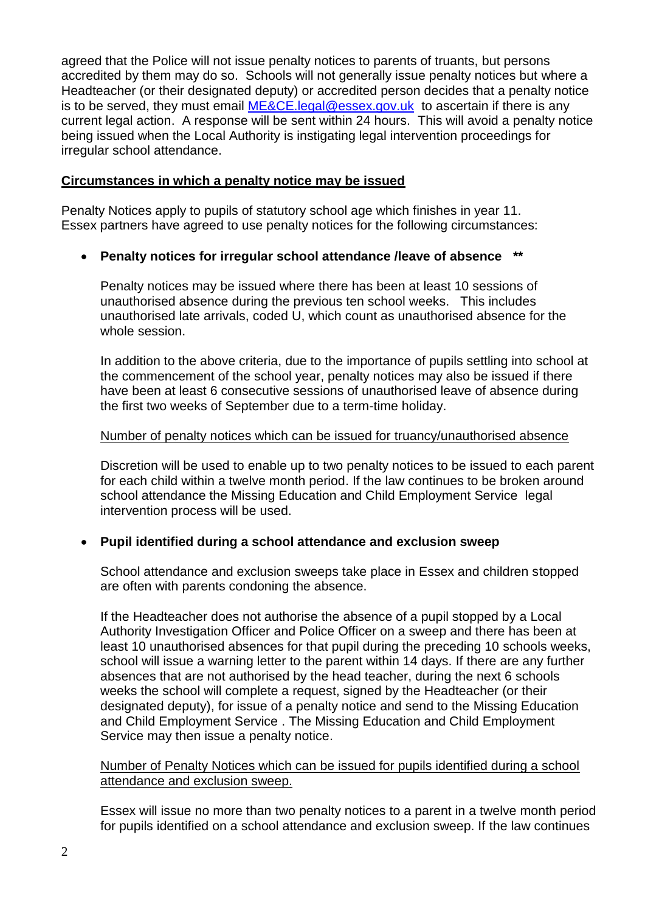agreed that the Police will not issue penalty notices to parents of truants, but persons accredited by them may do so. Schools will not generally issue penalty notices but where a Headteacher (or their designated deputy) or accredited person decides that a penalty notice is to be served, they must email [ME&CE.legal@essex.gov.uk](mailto:ME&CE.legal@essex.gov.uk) to ascertain if there is any current legal action. A response will be sent within 24 hours. This will avoid a penalty notice being issued when the Local Authority is instigating legal intervention proceedings for irregular school attendance.

## Circumstances in which a penalty notice may be issued

Penalty Notices apply to pupils of statutory school age which finishes in year 11. Essex partners have agreed to use penalty notices for the following circumstances:

- **Penalty notices for irregular school attendance /leave of absence \*\***

  Penalty notices may be issued where there has been at least 10 sessions of unauthorised absence during the previous ten school weeks. This includes unauthorised late arrivals, coded U, which count as unauthorised absence for the whole session.

  In addition to the above criteria, due to the importance of pupils settling into school at the commencement of the school year, penalty notices may also be issued if there have been at least 6 consecutive sessions of unauthorised leave of absence during the first two weeks of September due to a term-time holiday.

  <u>Number of penalty notices which can be issued for truancy/unauthorised absence</u>

  Discretion will be used to enable up to two penalty notices to be issued to each parent for each child within a twelve month period. If the law continues to be broken around school attendance the Missing Education and Child Employment Service legal intervention process will be used.

- **Pupil identified during a school attendance and exclusion sweep**

  School attendance and exclusion sweeps take place in Essex and children stopped are often with parents condoning the absence.

  If the Headteacher does not authorise the absence of a pupil stopped by a Local Authority Investigation Officer and Police Officer on a sweep and there has been at least 10 unauthorised absences for that pupil during the preceding 10 schools weeks, school will issue a warning letter to the parent within 14 days. If there are any further absences that are not authorised by the head teacher, during the next 6 schools weeks the school will complete a request, signed by the Headteacher (or their designated deputy), for issue of a penalty notice and send to the Missing Education and Child Employment Service . The Missing Education and Child Employment Service may then issue a penalty notice.

  <u>Number of Penalty Notices which can be issued for pupils identified during a school attendance and exclusion sweep.</u>

  Essex will issue no more than two penalty notices to a parent in a twelve month period for pupils identified on a school attendance and exclusion sweep. If the law continues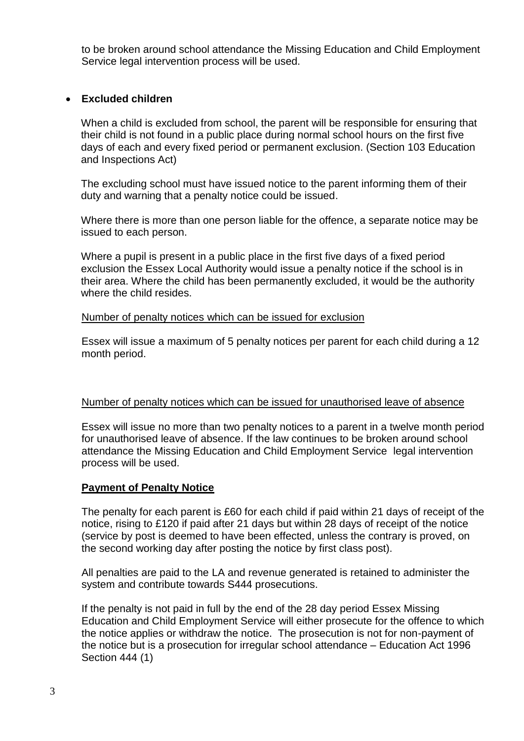to be broken around school attendance the Missing Education and Child Employment Service legal intervention process will be used.

- **Excluded children**

When a child is excluded from school, the parent will be responsible for ensuring that their child is not found in a public place during normal school hours on the first five days of each and every fixed period or permanent exclusion. (Section 103 Education and Inspections Act)

The excluding school must have issued notice to the parent informing them of their duty and warning that a penalty notice could be issued.

Where there is more than one person liable for the offence, a separate notice may be issued to each person.

Where a pupil is present in a public place in the first five days of a fixed period exclusion the Essex Local Authority would issue a penalty notice if the school is in their area. Where the child has been permanently excluded, it would be the authority where the child resides.

<u>Number of penalty notices which can be issued for exclusion</u>

Essex will issue a maximum of 5 penalty notices per parent for each child during a 12 month period.

<u>Number of penalty notices which can be issued for unauthorised leave of absence</u>

Essex will issue no more than two penalty notices to a parent in a twelve month period for unauthorised leave of absence. If the law continues to be broken around school attendance the Missing Education and Child Employment Service legal intervention process will be used.

**<u>Payment of Penalty Notice</u>**

The penalty for each parent is £60 for each child if paid within 21 days of receipt of the notice, rising to £120 if paid after 21 days but within 28 days of receipt of the notice (service by post is deemed to have been effected, unless the contrary is proved, on the second working day after posting the notice by first class post).

All penalties are paid to the LA and revenue generated is retained to administer the system and contribute towards S444 prosecutions.

If the penalty is not paid in full by the end of the 28 day period Essex Missing Education and Child Employment Service will either prosecute for the offence to which the notice applies or withdraw the notice. The prosecution is not for non-payment of the notice but is a prosecution for irregular school attendance – Education Act 1996 Section 444 (1)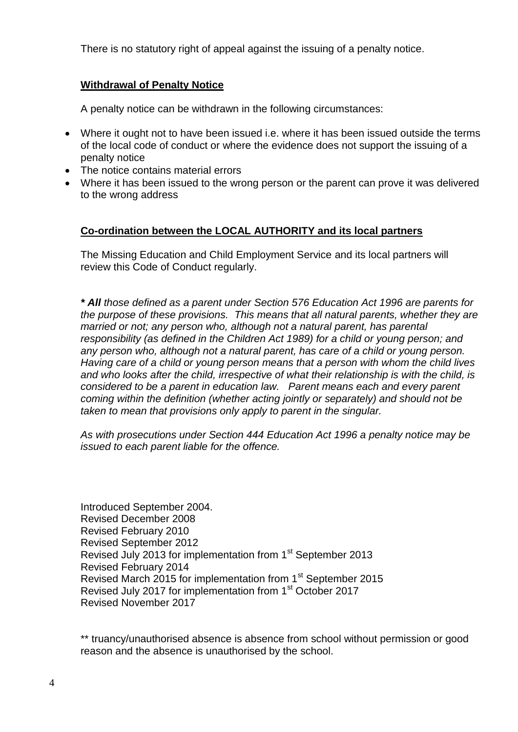There is no statutory right of appeal against the issuing of a penalty notice.

**Withdrawal of Penalty Notice**

A penalty notice can be withdrawn in the following circumstances:

- Where it ought not to have been issued i.e. where it has been issued outside the terms of the local code of conduct or where the evidence does not support the issuing of a penalty notice
- The notice contains material errors
- Where it has been issued to the wrong person or the parent can prove it was delivered to the wrong address

**Co-ordination between the LOCAL AUTHORITY and its local partners**

The Missing Education and Child Employment Service and its local partners will review this Code of Conduct regularly.

***\* All** those defined as a parent under Section 576 Education Act 1996 are parents for the purpose of these provisions. This means that all natural parents, whether they are married or not; any person who, although not a natural parent, has parental responsibility (as defined in the Children Act 1989) for a child or young person; and any person who, although not a natural parent, has care of a child or young person. Having care of a child or young person means that a person with whom the child lives and who looks after the child, irrespective of what their relationship is with the child, is considered to be a parent in education law. Parent means each and every parent coming within the definition (whether acting jointly or separately) and should not be taken to mean that provisions only apply to parent in the singular.*

*As with prosecutions under Section 444 Education Act 1996 a penalty notice may be issued to each parent liable for the offence.*

Introduced September 2004.
Revised December 2008
Revised February 2010
Revised September 2012
Revised July 2013 for implementation from 1st September 2013
Revised February 2014
Revised March 2015 for implementation from 1st September 2015
Revised July 2017 for implementation from 1st October 2017
Revised November 2017

** truancy/unauthorised absence is absence from school without permission or good reason and the absence is unauthorised by the school.